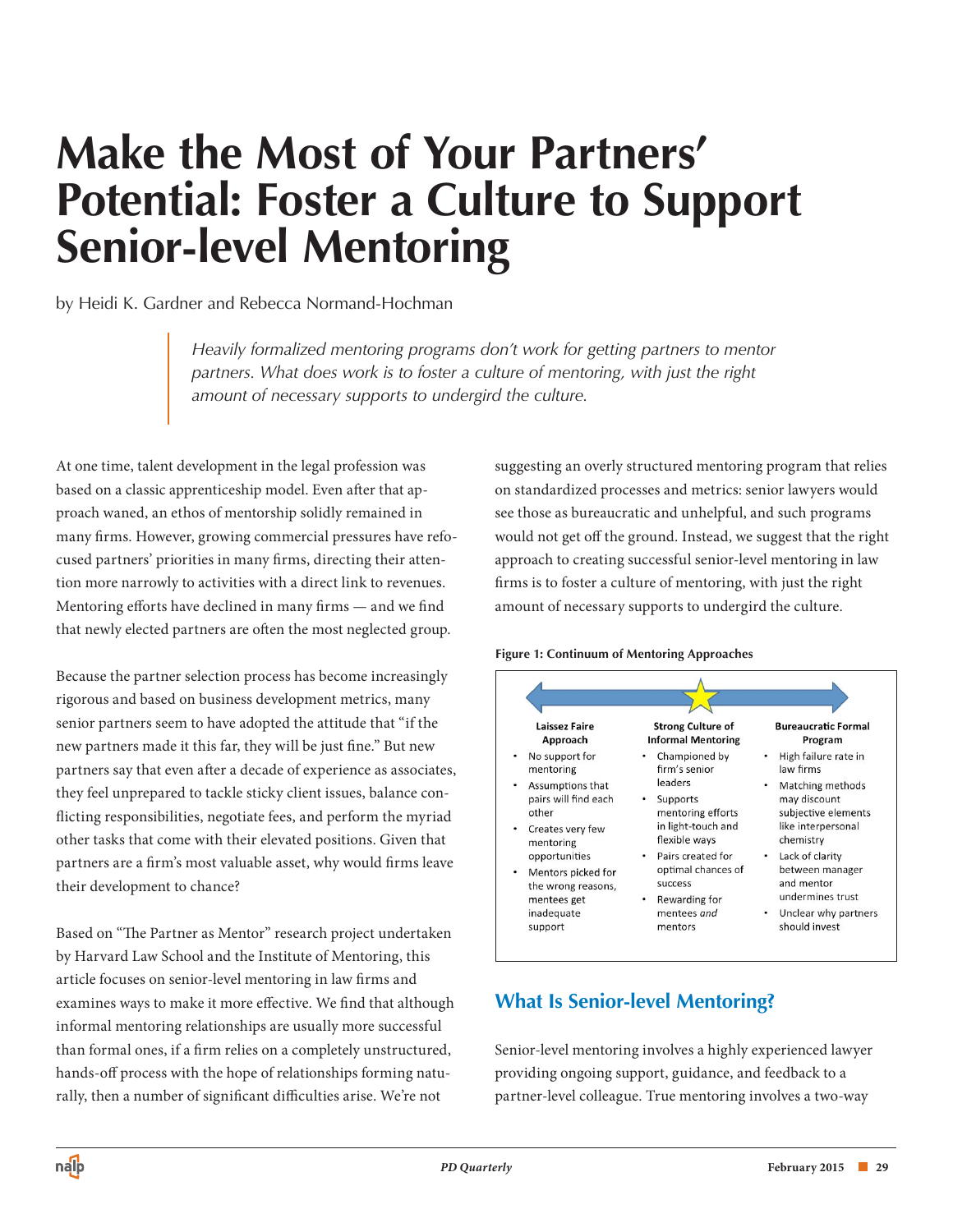# Make the Most of Your Partners' Potential: Foster a Culture to Support Senior-level Mentoring

by Heidi K. Gardner and Rebecca Normand-Hochman

> *Heavily formalized mentoring programs don't work for getting partners to mentor partners. What does work is to foster a culture of mentoring, with just the right amount of necessary supports to undergird the culture.*

At one time, talent development in the legal profession was based on a classic apprenticeship model. Even after that approach waned, an ethos of mentorship solidly remained in many firms. However, growing commercial pressures have refocused partners' priorities in many firms, directing their attention more narrowly to activities with a direct link to revenues. Mentoring efforts have declined in many firms — and we find that newly elected partners are often the most neglected group.

Because the partner selection process has become increasingly rigorous and based on business development metrics, many senior partners seem to have adopted the attitude that "if the new partners made it this far, they will be just fine." But new partners say that even after a decade of experience as associates, they feel unprepared to tackle sticky client issues, balance conflicting responsibilities, negotiate fees, and perform the myriad other tasks that come with their elevated positions. Given that partners are a firm's most valuable asset, why would firms leave their development to chance?

Based on "The Partner as Mentor" research project undertaken by Harvard Law School and the Institute of Mentoring, this article focuses on senior-level mentoring in law firms and examines ways to make it more effective. We find that although informal mentoring relationships are usually more successful than formal ones, if a firm relies on a completely unstructured, hands-off process with the hope of relationships forming naturally, then a number of significant difficulties arise. We're not suggesting an overly structured mentoring program that relies on standardized processes and metrics: senior lawyers would see those as bureaucratic and unhelpful, and such programs would not get off the ground. Instead, we suggest that the right approach to creating successful senior-level mentoring in law firms is to foster a culture of mentoring, with just the right amount of necessary supports to undergird the culture.

**Figure 1: Continuum of Mentoring Approaches**

| Laissez Faire Approach | Strong Culture of Informal Mentoring | Bureaucratic Formal Program |
|---|---|---|
| • No support for mentoring<br>• Assumptions that pairs will find each other<br>• Creates very few mentoring opportunities<br>• Mentors picked for the wrong reasons, mentees get inadequate support | • Championed by firm's senior leaders<br>• Supports mentoring efforts in light-touch and flexible ways<br>• Pairs created for optimal chances of success<br>• Rewarding for mentees *and* mentors | • High failure rate in law firms<br>• Matching methods may discount subjective elements like interpersonal chemistry<br>• Lack of clarity between manager and mentor undermines trust<br>• Unclear why partners should invest |

## What Is Senior-level Mentoring?

Senior-level mentoring involves a highly experienced lawyer providing ongoing support, guidance, and feedback to a partner-level colleague. True mentoring involves a two-way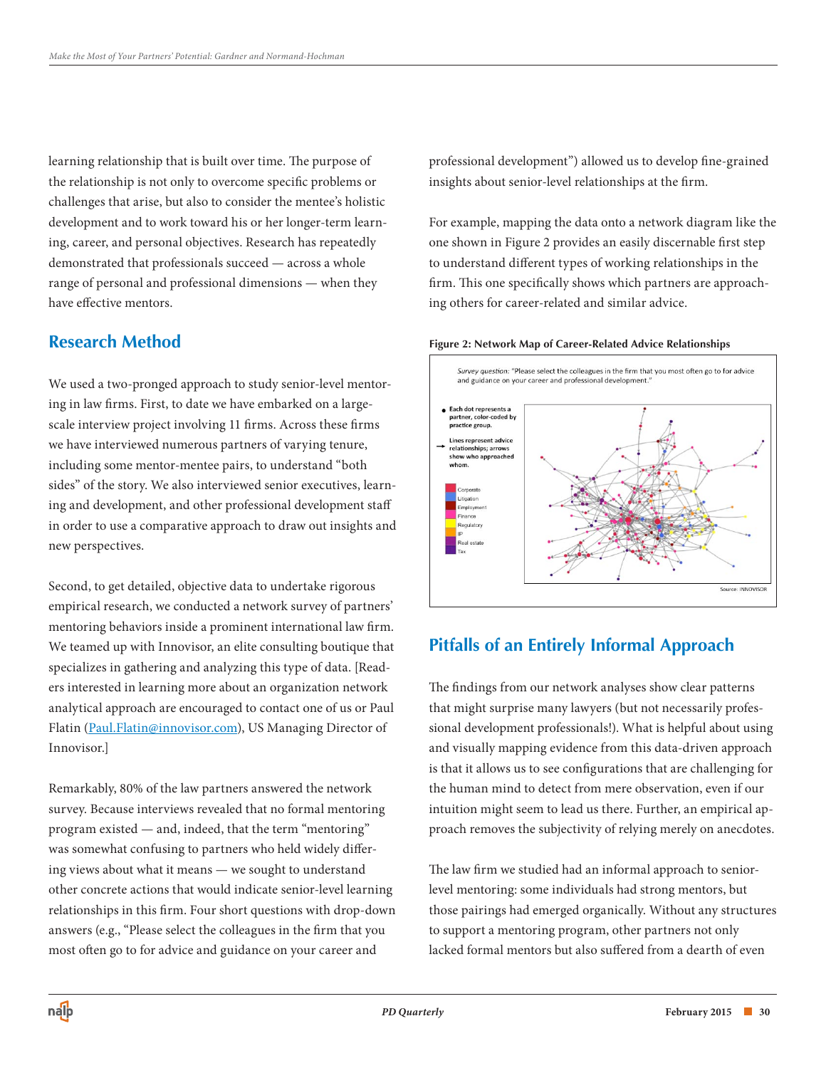learning relationship that is built over time. The purpose of the relationship is not only to overcome specific problems or challenges that arise, but also to consider the mentee's holistic development and to work toward his or her longer-term learning, career, and personal objectives. Research has repeatedly demonstrated that professionals succeed — across a whole range of personal and professional dimensions — when they have effective mentors.

## Research Method

We used a two-pronged approach to study senior-level mentoring in law firms. First, to date we have embarked on a large-scale interview project involving 11 firms. Across these firms we have interviewed numerous partners of varying tenure, including some mentor-mentee pairs, to understand "both sides" of the story. We also interviewed senior executives, learning and development, and other professional development staff in order to use a comparative approach to draw out insights and new perspectives.

Second, to get detailed, objective data to undertake rigorous empirical research, we conducted a network survey of partners' mentoring behaviors inside a prominent international law firm. We teamed up with Innovisor, an elite consulting boutique that specializes in gathering and analyzing this type of data. [Readers interested in learning more about an organization network analytical approach are encouraged to contact one of us or Paul Flatin (Paul.Flatin@innovisor.com), US Managing Director of Innovisor.]

Remarkably, 80% of the law partners answered the network survey. Because interviews revealed that no formal mentoring program existed — and, indeed, that the term "mentoring" was somewhat confusing to partners who held widely differing views about what it means — we sought to understand other concrete actions that would indicate senior-level learning relationships in this firm. Four short questions with drop-down answers (e.g., "Please select the colleagues in the firm that you most often go to for advice and guidance on your career and professional development") allowed us to develop fine-grained insights about senior-level relationships at the firm.

For example, mapping the data onto a network diagram like the one shown in Figure 2 provides an easily discernable first step to understand different types of working relationships in the firm. This one specifically shows which partners are approaching others for career-related and similar advice.

**Figure 2: Network Map of Career-Related Advice Relationships**

*Survey question:* "Please select the colleagues in the firm that you most often go to for advice and guidance on your career and professional development."

- Each dot represents a partner, color-coded by practice group.
- Lines represent advice relationships; arrows show who approached whom.

Corporate, Litigation, Employment, Finance, Regulatory, IP, Real estate, Tax

Source: INNOVISOR

## Pitfalls of an Entirely Informal Approach

The findings from our network analyses show clear patterns that might surprise many lawyers (but not necessarily professional development professionals!). What is helpful about using and visually mapping evidence from this data-driven approach is that it allows us to see configurations that are challenging for the human mind to detect from mere observation, even if our intuition might seem to lead us there. Further, an empirical approach removes the subjectivity of relying merely on anecdotes.

The law firm we studied had an informal approach to senior-level mentoring: some individuals had strong mentors, but those pairings had emerged organically. Without any structures to support a mentoring program, other partners not only lacked formal mentors but also suffered from a dearth of even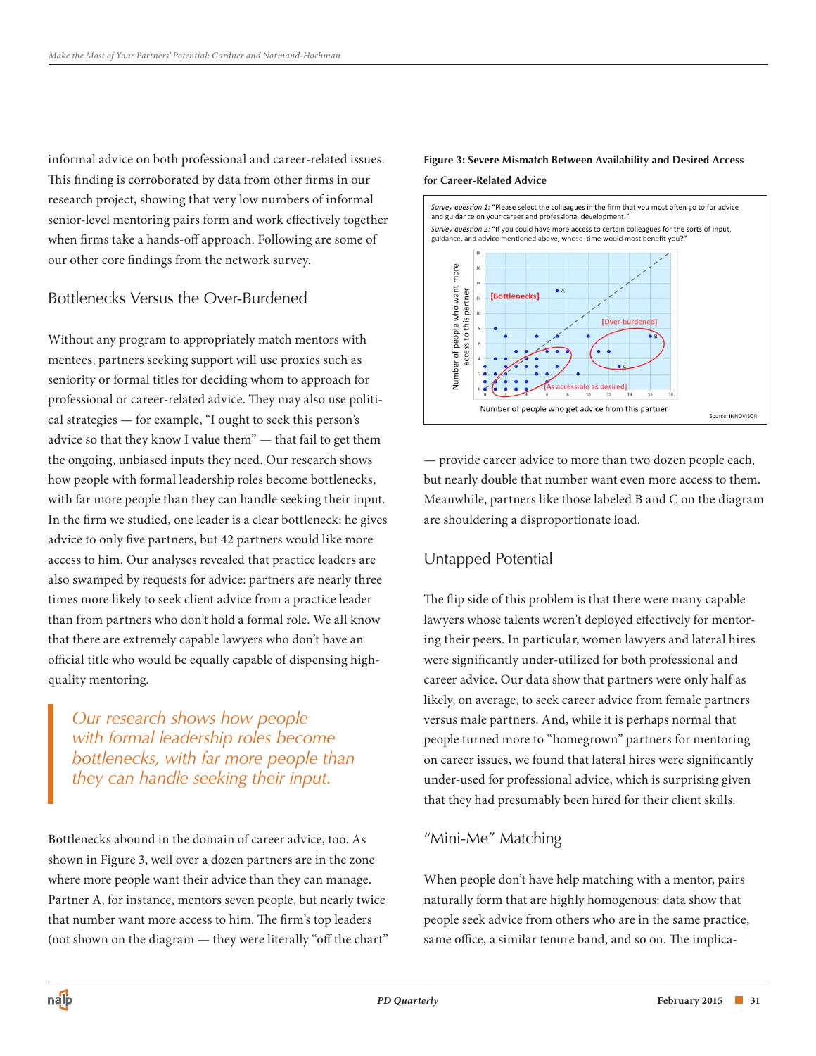informal advice on both professional and career-related issues. This finding is corroborated by data from other firms in our research project, showing that very low numbers of informal senior-level mentoring pairs form and work effectively together when firms take a hands-off approach. Following are some of our other core findings from the network survey.

## Bottlenecks Versus the Over-Burdened

Without any program to appropriately match mentors with mentees, partners seeking support will use proxies such as seniority or formal titles for deciding whom to approach for professional or career-related advice. They may also use political strategies — for example, "I ought to seek this person's advice so that they know I value them" — that fail to get them the ongoing, unbiased inputs they need. Our research shows how people with formal leadership roles become bottlenecks, with far more people than they can handle seeking their input. In the firm we studied, one leader is a clear bottleneck: he gives advice to only five partners, but 42 partners would like more access to him. Our analyses revealed that practice leaders are also swamped by requests for advice: partners are nearly three times more likely to seek client advice from a practice leader than from partners who don't hold a formal role. We all know that there are extremely capable lawyers who don't have an official title who would be equally capable of dispensing high-quality mentoring.

> *Our research shows how people with formal leadership roles become bottlenecks, with far more people than they can handle seeking their input.*

Bottlenecks abound in the domain of career advice, too. As shown in Figure 3, well over a dozen partners are in the zone where more people want their advice than they can manage. Partner A, for instance, mentors seven people, but nearly twice that number want more access to him. The firm's top leaders (not shown on the diagram — they were literally "off the chart" — provide career advice to more than two dozen people each, but nearly double that number want even more access to them. Meanwhile, partners like those labeled B and C on the diagram are shouldering a disproportionate load.

**Figure 3: Severe Mismatch Between Availability and Desired Access for Career-Related Advice**

*Survey question 1:* "Please select the colleagues in the firm that you most often go to for advice and guidance on your career and professional development."

*Survey question 2:* "If you could have more access to certain colleagues for the sorts of input, guidance, and advice mentioned above, whose time would most benefit you?"

Source: INNOVISOR

## Untapped Potential

The flip side of this problem is that there were many capable lawyers whose talents weren't deployed effectively for mentoring their peers. In particular, women lawyers and lateral hires were significantly under-utilized for both professional and career advice. Our data show that partners were only half as likely, on average, to seek career advice from female partners versus male partners. And, while it is perhaps normal that people turned more to "homegrown" partners for mentoring on career issues, we found that lateral hires were significantly under-used for professional advice, which is surprising given that they had presumably been hired for their client skills.

## "Mini-Me" Matching

When people don't have help matching with a mentor, pairs naturally form that are highly homogenous: data show that people seek advice from others who are in the same practice, same office, a similar tenure band, and so on. The implica-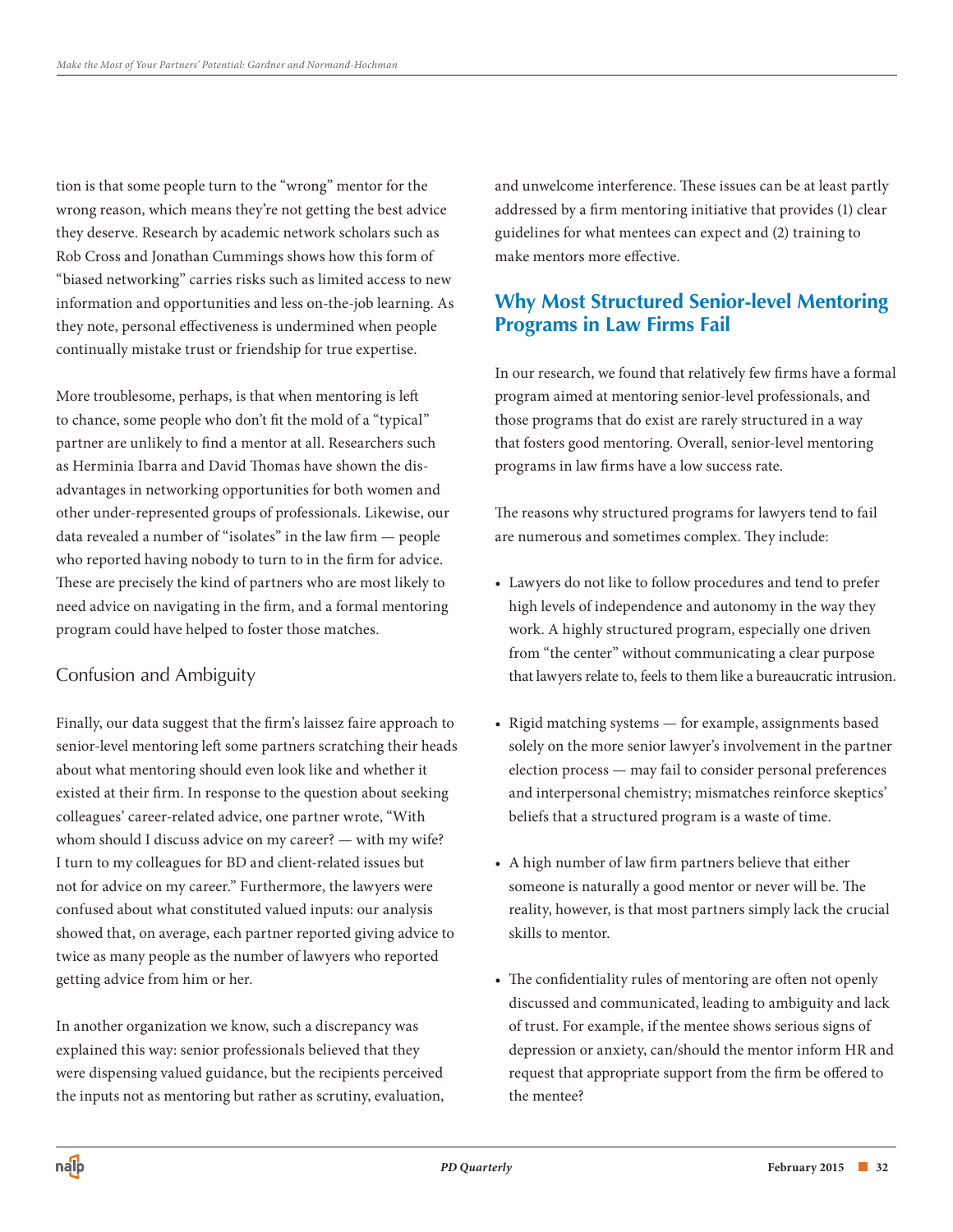tion is that some people turn to the "wrong" mentor for the wrong reason, which means they're not getting the best advice they deserve. Research by academic network scholars such as Rob Cross and Jonathan Cummings shows how this form of "biased networking" carries risks such as limited access to new information and opportunities and less on-the-job learning. As they note, personal effectiveness is undermined when people continually mistake trust or friendship for true expertise.

More troublesome, perhaps, is that when mentoring is left to chance, some people who don't fit the mold of a "typical" partner are unlikely to find a mentor at all. Researchers such as Herminia Ibarra and David Thomas have shown the disadvantages in networking opportunities for both women and other under-represented groups of professionals. Likewise, our data revealed a number of "isolates" in the law firm — people who reported having nobody to turn to in the firm for advice. These are precisely the kind of partners who are most likely to need advice on navigating in the firm, and a formal mentoring program could have helped to foster those matches.

### Confusion and Ambiguity

Finally, our data suggest that the firm's laissez faire approach to senior-level mentoring left some partners scratching their heads about what mentoring should even look like and whether it existed at their firm. In response to the question about seeking colleagues' career-related advice, one partner wrote, "With whom should I discuss advice on my career? — with my wife? I turn to my colleagues for BD and client-related issues but not for advice on my career." Furthermore, the lawyers were confused about what constituted valued inputs: our analysis showed that, on average, each partner reported giving advice to twice as many people as the number of lawyers who reported getting advice from him or her.

In another organization we know, such a discrepancy was explained this way: senior professionals believed that they were dispensing valued guidance, but the recipients perceived the inputs not as mentoring but rather as scrutiny, evaluation, and unwelcome interference. These issues can be at least partly addressed by a firm mentoring initiative that provides (1) clear guidelines for what mentees can expect and (2) training to make mentors more effective.

## Why Most Structured Senior-level Mentoring Programs in Law Firms Fail

In our research, we found that relatively few firms have a formal program aimed at mentoring senior-level professionals, and those programs that do exist are rarely structured in a way that fosters good mentoring. Overall, senior-level mentoring programs in law firms have a low success rate.

The reasons why structured programs for lawyers tend to fail are numerous and sometimes complex. They include:

- Lawyers do not like to follow procedures and tend to prefer high levels of independence and autonomy in the way they work. A highly structured program, especially one driven from "the center" without communicating a clear purpose that lawyers relate to, feels to them like a bureaucratic intrusion.
- Rigid matching systems — for example, assignments based solely on the more senior lawyer's involvement in the partner election process — may fail to consider personal preferences and interpersonal chemistry; mismatches reinforce skeptics' beliefs that a structured program is a waste of time.
- A high number of law firm partners believe that either someone is naturally a good mentor or never will be. The reality, however, is that most partners simply lack the crucial skills to mentor.
- The confidentiality rules of mentoring are often not openly discussed and communicated, leading to ambiguity and lack of trust. For example, if the mentee shows serious signs of depression or anxiety, can/should the mentor inform HR and request that appropriate support from the firm be offered to the mentee?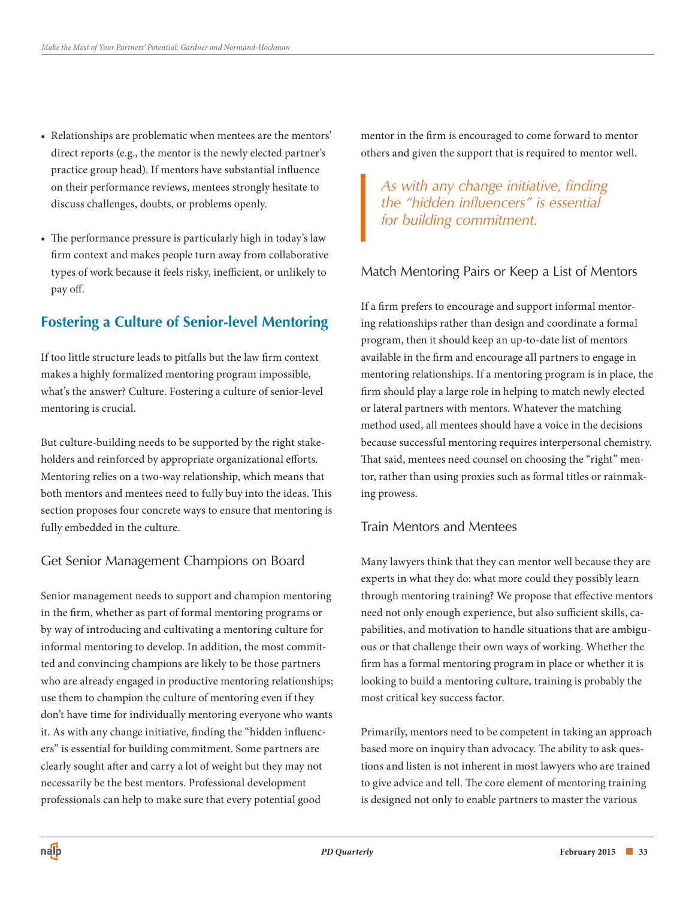- Relationships are problematic when mentees are the mentors' direct reports (e.g., the mentor is the newly elected partner's practice group head). If mentors have substantial influence on their performance reviews, mentees strongly hesitate to discuss challenges, doubts, or problems openly.

- The performance pressure is particularly high in today's law firm context and makes people turn away from collaborative types of work because it feels risky, inefficient, or unlikely to pay off.

## Fostering a Culture of Senior-level Mentoring

If too little structure leads to pitfalls but the law firm context makes a highly formalized mentoring program impossible, what's the answer? Culture. Fostering a culture of senior-level mentoring is crucial.

But culture-building needs to be supported by the right stakeholders and reinforced by appropriate organizational efforts. Mentoring relies on a two-way relationship, which means that both mentors and mentees need to fully buy into the ideas. This section proposes four concrete ways to ensure that mentoring is fully embedded in the culture.

### Get Senior Management Champions on Board

Senior management needs to support and champion mentoring in the firm, whether as part of formal mentoring programs or by way of introducing and cultivating a mentoring culture for informal mentoring to develop. In addition, the most committed and convincing champions are likely to be those partners who are already engaged in productive mentoring relationships; use them to champion the culture of mentoring even if they don't have time for individually mentoring everyone who wants it. As with any change initiative, finding the "hidden influencers" is essential for building commitment. Some partners are clearly sought after and carry a lot of weight but they may not necessarily be the best mentors. Professional development professionals can help to make sure that every potential good mentor in the firm is encouraged to come forward to mentor others and given the support that is required to mentor well.

> *As with any change initiative, finding the "hidden influencers" is essential for building commitment.*

### Match Mentoring Pairs or Keep a List of Mentors

If a firm prefers to encourage and support informal mentoring relationships rather than design and coordinate a formal program, then it should keep an up-to-date list of mentors available in the firm and encourage all partners to engage in mentoring relationships. If a mentoring program is in place, the firm should play a large role in helping to match newly elected or lateral partners with mentors. Whatever the matching method used, all mentees should have a voice in the decisions because successful mentoring requires interpersonal chemistry. That said, mentees need counsel on choosing the "right" mentor, rather than using proxies such as formal titles or rainmaking prowess.

### Train Mentors and Mentees

Many lawyers think that they can mentor well because they are experts in what they do: what more could they possibly learn through mentoring training? We propose that effective mentors need not only enough experience, but also sufficient skills, capabilities, and motivation to handle situations that are ambiguous or that challenge their own ways of working. Whether the firm has a formal mentoring program in place or whether it is looking to build a mentoring culture, training is probably the most critical key success factor.

Primarily, mentors need to be competent in taking an approach based more on inquiry than advocacy. The ability to ask questions and listen is not inherent in most lawyers who are trained to give advice and tell. The core element of mentoring training is designed not only to enable partners to master the various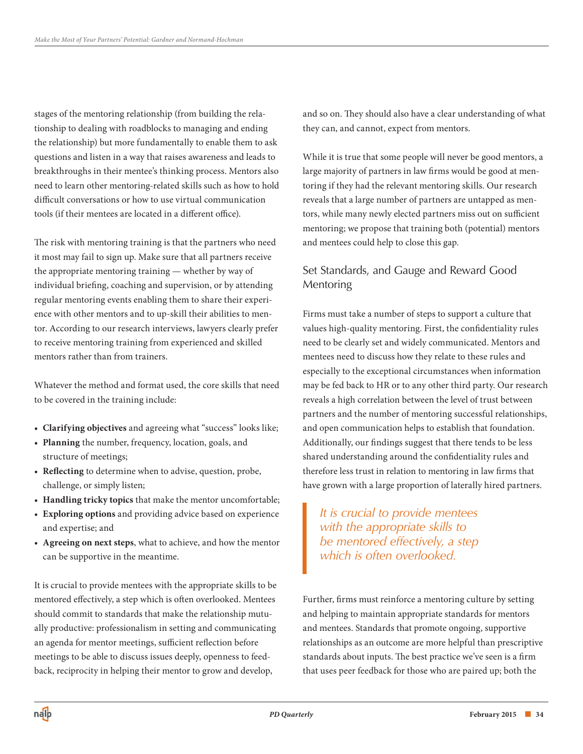stages of the mentoring relationship (from building the relationship to dealing with roadblocks to managing and ending the relationship) but more fundamentally to enable them to ask questions and listen in a way that raises awareness and leads to breakthroughs in their mentee's thinking process. Mentors also need to learn other mentoring-related skills such as how to hold difficult conversations or how to use virtual communication tools (if their mentees are located in a different office).

The risk with mentoring training is that the partners who need it most may fail to sign up. Make sure that all partners receive the appropriate mentoring training — whether by way of individual briefing, coaching and supervision, or by attending regular mentoring events enabling them to share their experience with other mentors and to up-skill their abilities to mentor. According to our research interviews, lawyers clearly prefer to receive mentoring training from experienced and skilled mentors rather than from trainers.

Whatever the method and format used, the core skills that need to be covered in the training include:

- **Clarifying objectives** and agreeing what "success" looks like;
- **Planning** the number, frequency, location, goals, and structure of meetings;
- **Reflecting** to determine when to advise, question, probe, challenge, or simply listen;
- **Handling tricky topics** that make the mentor uncomfortable;
- **Exploring options** and providing advice based on experience and expertise; and
- **Agreeing on next steps**, what to achieve, and how the mentor can be supportive in the meantime.

It is crucial to provide mentees with the appropriate skills to be mentored effectively, a step which is often overlooked. Mentees should commit to standards that make the relationship mutually productive: professionalism in setting and communicating an agenda for mentor meetings, sufficient reflection before meetings to be able to discuss issues deeply, openness to feedback, reciprocity in helping their mentor to grow and develop, and so on. They should also have a clear understanding of what they can, and cannot, expect from mentors.

While it is true that some people will never be good mentors, a large majority of partners in law firms would be good at mentoring if they had the relevant mentoring skills. Our research reveals that a large number of partners are untapped as mentors, while many newly elected partners miss out on sufficient mentoring; we propose that training both (potential) mentors and mentees could help to close this gap.

## Set Standards, and Gauge and Reward Good Mentoring

Firms must take a number of steps to support a culture that values high-quality mentoring. First, the confidentiality rules need to be clearly set and widely communicated. Mentors and mentees need to discuss how they relate to these rules and especially to the exceptional circumstances when information may be fed back to HR or to any other third party. Our research reveals a high correlation between the level of trust between partners and the number of mentoring successful relationships, and open communication helps to establish that foundation. Additionally, our findings suggest that there tends to be less shared understanding around the confidentiality rules and therefore less trust in relation to mentoring in law firms that have grown with a large proportion of laterally hired partners.

> *It is crucial to provide mentees with the appropriate skills to be mentored effectively, a step which is often overlooked.*

Further, firms must reinforce a mentoring culture by setting and helping to maintain appropriate standards for mentors and mentees. Standards that promote ongoing, supportive relationships as an outcome are more helpful than prescriptive standards about inputs. The best practice we've seen is a firm that uses peer feedback for those who are paired up; both the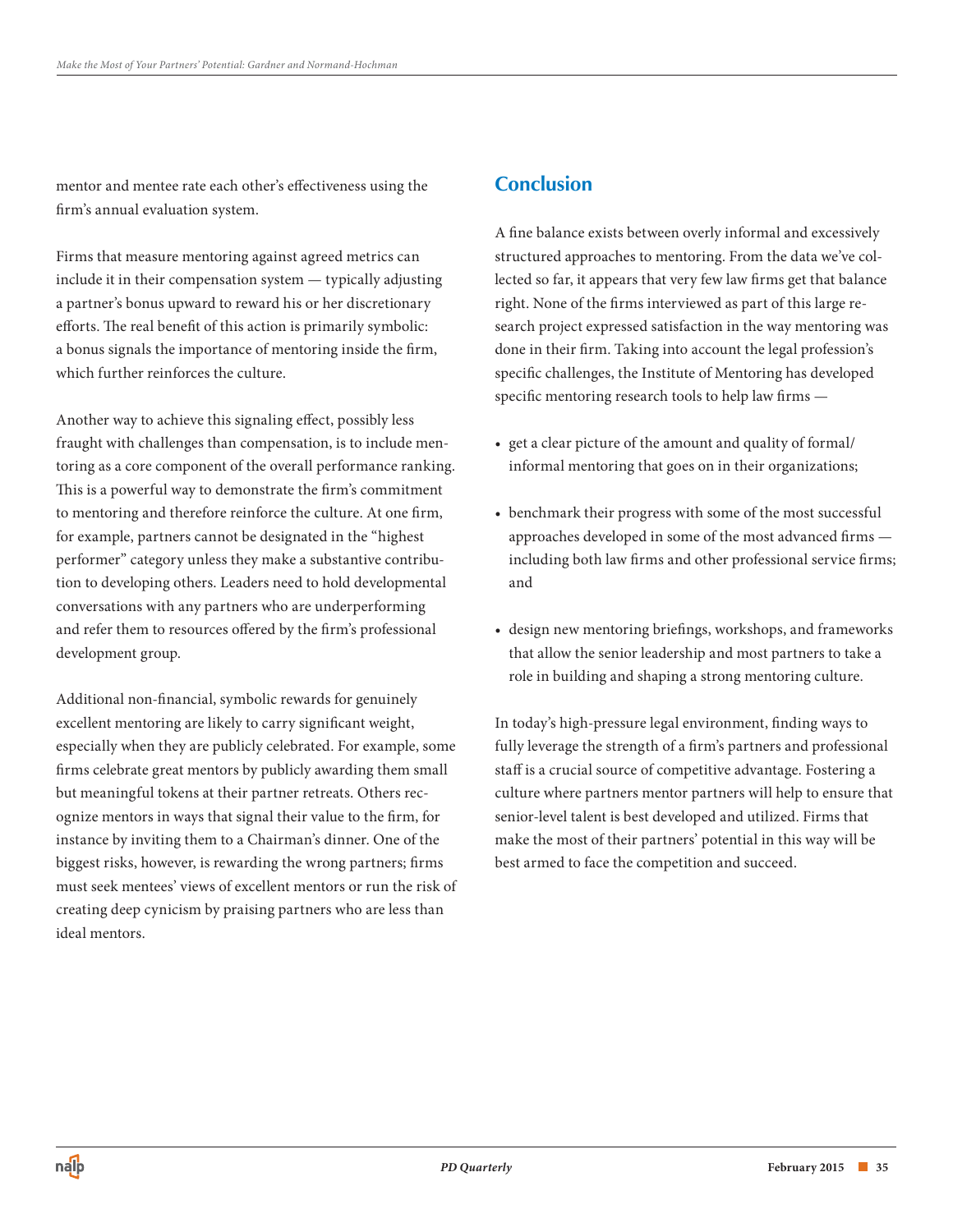mentor and mentee rate each other's effectiveness using the firm's annual evaluation system.

Firms that measure mentoring against agreed metrics can include it in their compensation system — typically adjusting a partner's bonus upward to reward his or her discretionary efforts. The real benefit of this action is primarily symbolic: a bonus signals the importance of mentoring inside the firm, which further reinforces the culture.

Another way to achieve this signaling effect, possibly less fraught with challenges than compensation, is to include mentoring as a core component of the overall performance ranking. This is a powerful way to demonstrate the firm's commitment to mentoring and therefore reinforce the culture. At one firm, for example, partners cannot be designated in the "highest performer" category unless they make a substantive contribution to developing others. Leaders need to hold developmental conversations with any partners who are underperforming and refer them to resources offered by the firm's professional development group.

Additional non-financial, symbolic rewards for genuinely excellent mentoring are likely to carry significant weight, especially when they are publicly celebrated. For example, some firms celebrate great mentors by publicly awarding them small but meaningful tokens at their partner retreats. Others recognize mentors in ways that signal their value to the firm, for instance by inviting them to a Chairman's dinner. One of the biggest risks, however, is rewarding the wrong partners; firms must seek mentees' views of excellent mentors or run the risk of creating deep cynicism by praising partners who are less than ideal mentors.

## Conclusion

A fine balance exists between overly informal and excessively structured approaches to mentoring. From the data we've collected so far, it appears that very few law firms get that balance right. None of the firms interviewed as part of this large research project expressed satisfaction in the way mentoring was done in their firm. Taking into account the legal profession's specific challenges, the Institute of Mentoring has developed specific mentoring research tools to help law firms —

- get a clear picture of the amount and quality of formal/informal mentoring that goes on in their organizations;
- benchmark their progress with some of the most successful approaches developed in some of the most advanced firms — including both law firms and other professional service firms; and
- design new mentoring briefings, workshops, and frameworks that allow the senior leadership and most partners to take a role in building and shaping a strong mentoring culture.

In today's high-pressure legal environment, finding ways to fully leverage the strength of a firm's partners and professional staff is a crucial source of competitive advantage. Fostering a culture where partners mentor partners will help to ensure that senior-level talent is best developed and utilized. Firms that make the most of their partners' potential in this way will be best armed to face the competition and succeed.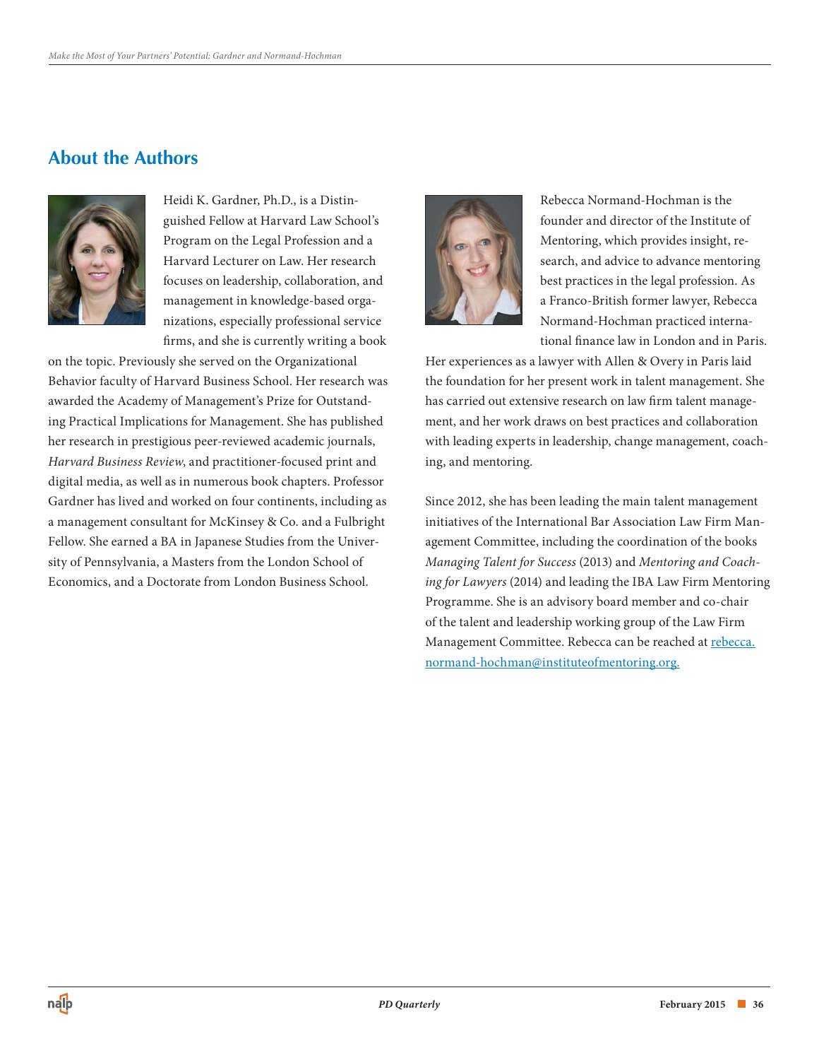## About the Authors

Heidi K. Gardner, Ph.D., is a Distinguished Fellow at Harvard Law School's Program on the Legal Profession and a Harvard Lecturer on Law. Her research focuses on leadership, collaboration, and management in knowledge-based organizations, especially professional service firms, and she is currently writing a book on the topic. Previously she served on the Organizational Behavior faculty of Harvard Business School. Her research was awarded the Academy of Management's Prize for Outstanding Practical Implications for Management. She has published her research in prestigious peer-reviewed academic journals, *Harvard Business Review*, and practitioner-focused print and digital media, as well as in numerous book chapters. Professor Gardner has lived and worked on four continents, including as a management consultant for McKinsey & Co. and a Fulbright Fellow. She earned a BA in Japanese Studies from the University of Pennsylvania, a Masters from the London School of Economics, and a Doctorate from London Business School.

Rebecca Normand-Hochman is the founder and director of the Institute of Mentoring, which provides insight, research, and advice to advance mentoring best practices in the legal profession. As a Franco-British former lawyer, Rebecca Normand-Hochman practiced international finance law in London and in Paris. Her experiences as a lawyer with Allen & Overy in Paris laid the foundation for her present work in talent management. She has carried out extensive research on law firm talent management, and her work draws on best practices and collaboration with leading experts in leadership, change management, coaching, and mentoring.

Since 2012, she has been leading the main talent management initiatives of the International Bar Association Law Firm Management Committee, including the coordination of the books *Managing Talent for Success* (2013) and *Mentoring and Coaching for Lawyers* (2014) and leading the IBA Law Firm Mentoring Programme. She is an advisory board member and co-chair of the talent and leadership working group of the Law Firm Management Committee. Rebecca can be reached at rebecca.normand-hochman@instituteofmentoring.org.